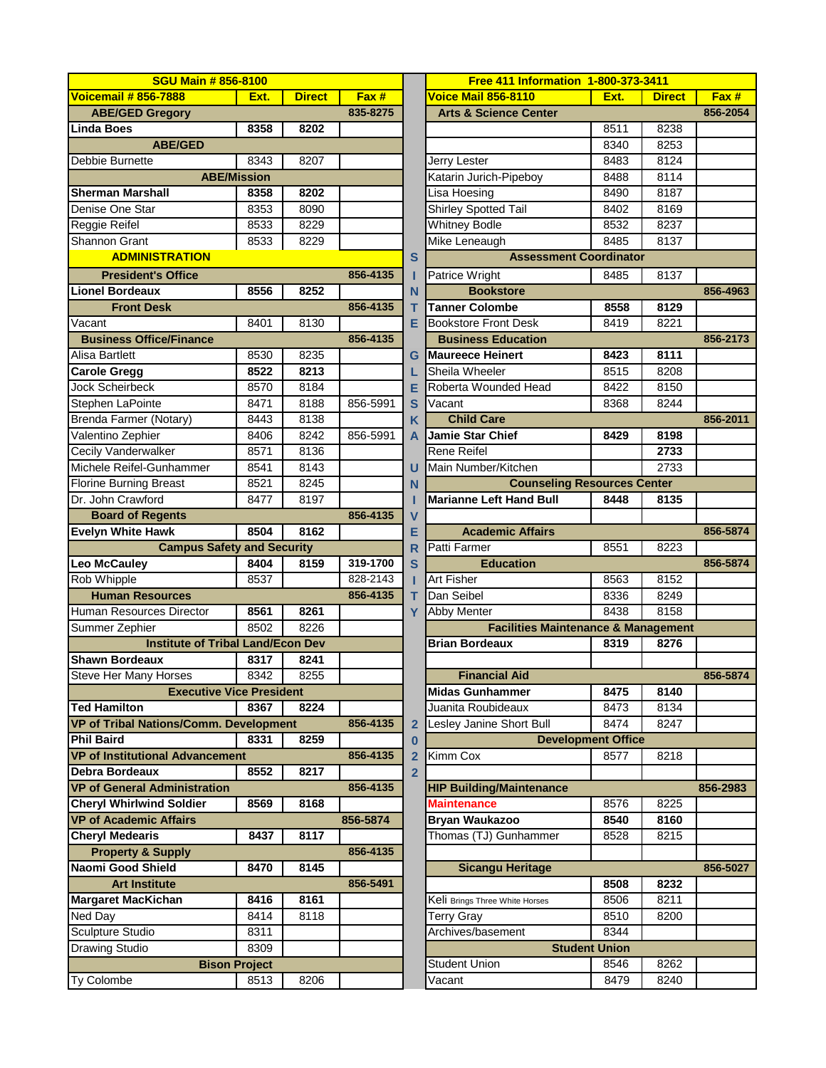| SGU Main # 856-8100 | | | |
|---|---|---|---|
| **Voicemail # 856-7888** | **Ext.** | **Direct** | **Fax #** |
| **ABE/GED Gregory** | | | **835-8275** |
| **Linda Boes** | **8358** | **8202** | |
| **ABE/GED** | | | |
| Debbie Burnette | 8343 | 8207 | |
| **ABE/Mission** | | | |
| **Sherman Marshall** | **8358** | **8202** | |
| Denise One Star | 8353 | 8090 | |
| Reggie Reifel | 8533 | 8229 | |
| Shannon Grant | 8533 | 8229 | |
| **ADMINISTRATION** | | | |
| **President's Office** | | | **856-4135** |
| **Lionel Bordeaux** | **8556** | **8252** | |
| **Front Desk** | | | **856-4135** |
| Vacant | 8401 | 8130 | |
| **Business Office/Finance** | | | **856-4135** |
| Alisa Bartlett | 8530 | 8235 | |
| **Carole Gregg** | **8522** | **8213** | |
| Jock Scheirbeck | 8570 | 8184 | |
| Stephen LaPointe | 8471 | 8188 | 856-5991 |
| Brenda Farmer (Notary) | 8443 | 8138 | |
| Valentino Zephier | 8406 | 8242 | 856-5991 |
| Cecily Vanderwalker | 8571 | 8136 | |
| Michele Reifel-Gunhammer | 8541 | 8143 | |
| Florine Burning Breast | 8521 | 8245 | |
| Dr. John Crawford | 8477 | 8197 | |
| **Board of Regents** | | | **856-4135** |
| **Evelyn White Hawk** | **8504** | **8162** | |
| **Campus Safety and Security** | | | |
| **Leo McCauley** | **8404** | **8159** | **319-1700** |
| Rob Whipple | 8537 | | 828-2143 |
| **Human Resources** | | | **856-4135** |
| Human Resources Director | **8561** | **8261** | |
| Summer Zephier | 8502 | 8226 | |
| **Institute of Tribal Land/Econ Dev** | | | |
| **Shawn Bordeaux** | **8317** | **8241** | |
| Steve Her Many Horses | 8342 | 8255 | |
| **Executive Vice President** | | | |
| **Ted Hamilton** | **8367** | **8224** | |
| **VP of Tribal Nations/Comm. Development** | | | **856-4135** |
| **Phil Baird** | **8331** | **8259** | |
| **VP of Institutional Advancement** | | | **856-4135** |
| **Debra Bordeaux** | **8552** | **8217** | |
| **VP of General Administration** | | | **856-4135** |
| **Cheryl Whirlwind Soldier** | **8569** | **8168** | |
| **VP of Academic Affairs** | | | **856-5874** |
| **Cheryl Medearis** | **8437** | **8117** | |
| **Property & Supply** | | | **856-4135** |
| **Naomi Good Shield** | **8470** | **8145** | |
| **Art Institute** | | | **856-5491** |
| **Margaret MacKichan** | **8416** | **8161** | |
| Ned Day | 8414 | 8118 | |
| Sculpture Studio | 8311 | | |
| Drawing Studio | 8309 | | |
| **Bison Project** | | | |
| Ty Colombe | 8513 | 8206 | |

**SINTE GLESKA UNIVERSITY 2022**

| Free 411 Information 1-800-373-3411 | | | |
|---|---|---|---|
| **Voice Mail 856-8110** | **Ext.** | **Direct** | **Fax #** |
| **Arts & Science Center** | | | **856-2054** |
| | 8511 | 8238 | |
| | 8340 | 8253 | |
| Jerry Lester | 8483 | 8124 | |
| Katarin Jurich-Pipeboy | 8488 | 8114 | |
| Lisa Hoesing | 8490 | 8187 | |
| Shirley Spotted Tail | 8402 | 8169 | |
| Whitney Bodle | 8532 | 8237 | |
| Mike Leneaugh | 8485 | 8137 | |
| **Assessment Coordinator** | | | |
| Patrice Wright | 8485 | 8137 | |
| **Bookstore** | | | **856-4963** |
| **Tanner Colombe** | **8558** | **8129** | |
| Bookstore Front Desk | 8419 | 8221 | |
| **Business Education** | | | **856-2173** |
| **Maureece Heinert** | **8423** | **8111** | |
| Sheila Wheeler | 8515 | 8208 | |
| Roberta Wounded Head | 8422 | 8150 | |
| Vacant | 8368 | 8244 | |
| **Child Care** | | | **856-2011** |
| **Jamie Star Chief** | **8429** | **8198** | |
| Rene Reifel | | **2733** | |
| Main Number/Kitchen | | 2733 | |
| **Counseling Resources Center** | | | |
| **Marianne Left Hand Bull** | **8448** | **8135** | |
| | | | |
| **Academic Affairs** | | | **856-5874** |
| Patti Farmer | 8551 | 8223 | |
| **Education** | | | **856-5874** |
| Art Fisher | 8563 | 8152 | |
| Dan Seibel | 8336 | 8249 | |
| Abby Menter | 8438 | 8158 | |
| **Facilities Maintenance & Management** | | | |
| **Brian Bordeaux** | **8319** | **8276** | |
| | | | |
| **Financial Aid** | | | **856-5874** |
| **Midas Gunhammer** | **8475** | **8140** | |
| Juanita Roubideaux | 8473 | 8134 | |
| Lesley Janine Short Bull | 8474 | 8247 | |
| **Development Office** | | | |
| Kimm Cox | 8577 | 8218 | |
| | | | |
| **HIP Building/Maintenance** | | | **856-2983** |
| **Maintenance** | 8576 | 8225 | |
| **Bryan Waukazoo** | **8540** | **8160** | |
| Thomas (TJ) Gunhammer | 8528 | 8215 | |
| | | | |
| **Sicangu Heritage** | | | **856-5027** |
| | **8508** | **8232** | |
| Keli Brings Three White Horses | 8506 | 8211 | |
| Terry Gray | 8510 | 8200 | |
| Archives/basement | 8344 | | |
| **Student Union** | | | |
| Student Union | 8546 | 8262 | |
| Vacant | 8479 | 8240 | |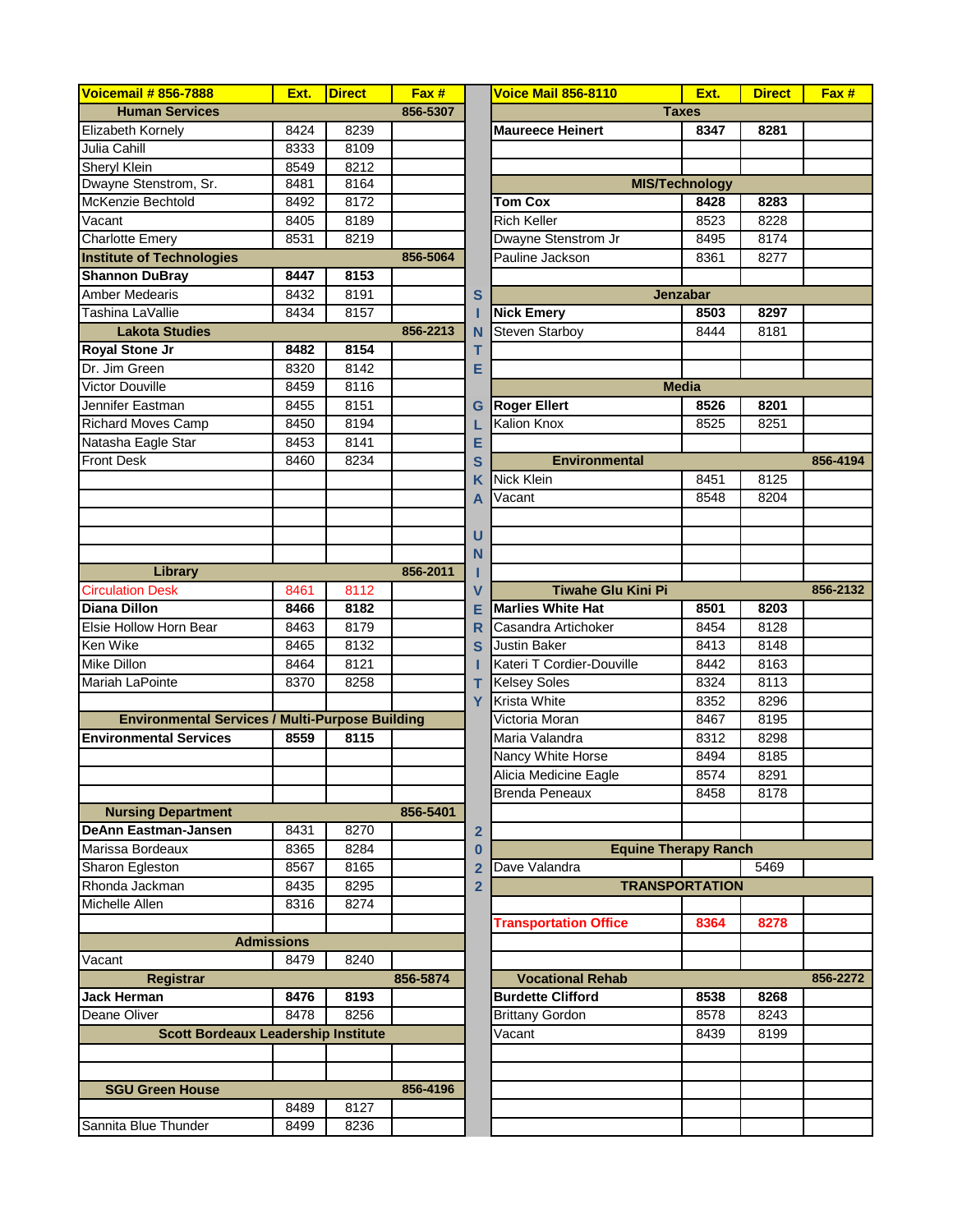| Voicemail # 856-7888 | Ext. | Direct | Fax # |
|---|---|---|---|
| **Human Services** | | | 856-5307 |
| Elizabeth Kornely | 8424 | 8239 | |
| Julia Cahill | 8333 | 8109 | |
| Sheryl Klein | 8549 | 8212 | |
| Dwayne Stenstrom, Sr. | 8481 | 8164 | |
| McKenzie Bechtold | 8492 | 8172 | |
| Vacant | 8405 | 8189 | |
| Charlotte Emery | 8531 | 8219 | |
| **Institute of Technologies** | | | 856-5064 |
| **Shannon DuBray** | **8447** | **8153** | |
| Amber Medearis | 8432 | 8191 | |
| Tashina LaVallie | 8434 | 8157 | |
| **Lakota Studies** | | | 856-2213 |
| **Royal Stone Jr** | **8482** | **8154** | |
| Dr. Jim Green | 8320 | 8142 | |
| Victor Douville | 8459 | 8116 | |
| Jennifer Eastman | 8455 | 8151 | |
| Richard Moves Camp | 8450 | 8194 | |
| Natasha Eagle Star | 8453 | 8141 | |
| Front Desk | 8460 | 8234 | |
| **Library** | | | 856-2011 |
| Circulation Desk | 8461 | 8112 | |
| **Diana Dillon** | **8466** | **8182** | |
| Elsie Hollow Horn Bear | 8463 | 8179 | |
| Ken Wike | 8465 | 8132 | |
| Mike Dillon | 8464 | 8121 | |
| Mariah LaPointe | 8370 | 8258 | |
| **Environmental Services / Multi-Purpose Building** | | | |
| **Environmental Services** | **8559** | **8115** | |
| **Nursing Department** | | | 856-5401 |
| **DeAnn Eastman-Jansen** | 8431 | 8270 | |
| Marissa Bordeaux | 8365 | 8284 | |
| Sharon Egleston | 8567 | 8165 | |
| Rhonda Jackman | 8435 | 8295 | |
| Michelle Allen | 8316 | 8274 | |
| **Admissions** | | | |
| Vacant | 8479 | 8240 | |
| **Registrar** | | | 856-5874 |
| **Jack Herman** | **8476** | **8193** | |
| Deane Oliver | 8478 | 8256 | |
| **Scott Bordeaux Leadership Institute** | | | |
| **SGU Green House** | | | 856-4196 |
| | 8489 | 8127 | |
| Sannita Blue Thunder | 8499 | 8236 | |

SINTE GLESKA UNIVERSITY 2022

| Voice Mail 856-8110 | Ext. | Direct | Fax # |
|---|---|---|---|
| **Taxes** | | | |
| **Maureece Heinert** | **8347** | **8281** | |
| **MIS/Technology** | | | |
| **Tom Cox** | **8428** | **8283** | |
| Rich Keller | 8523 | 8228 | |
| Dwayne Stenstrom Jr | 8495 | 8174 | |
| Pauline Jackson | 8361 | 8277 | |
| **Jenzabar** | | | |
| **Nick Emery** | **8503** | **8297** | |
| Steven Starboy | 8444 | 8181 | |
| **Media** | | | |
| **Roger Ellert** | **8526** | **8201** | |
| Kalion Knox | 8525 | 8251 | |
| **Environmental** | | | 856-4194 |
| Nick Klein | 8451 | 8125 | |
| Vacant | 8548 | 8204 | |
| **Tiwahe Glu Kini Pi** | | | 856-2132 |
| **Marlies White Hat** | **8501** | **8203** | |
| Casandra Artichoker | 8454 | 8128 | |
| Justin Baker | 8413 | 8148 | |
| Kateri T Cordier-Douville | 8442 | 8163 | |
| Kelsey Soles | 8324 | 8113 | |
| Krista White | 8352 | 8296 | |
| Victoria Moran | 8467 | 8195 | |
| Maria Valandra | 8312 | 8298 | |
| Nancy White Horse | 8494 | 8185 | |
| Alicia Medicine Eagle | 8574 | 8291 | |
| Brenda Peneaux | 8458 | 8178 | |
| **Equine Therapy Ranch** | | | |
| Dave Valandra | | 5469 | |
| **TRANSPORTATION** | | | |
| **Transportation Office** | **8364** | **8278** | |
| **Vocational Rehab** | | | 856-2272 |
| **Burdette Clifford** | **8538** | **8268** | |
| Brittany Gordon | 8578 | 8243 | |
| Vacant | 8439 | 8199 | |